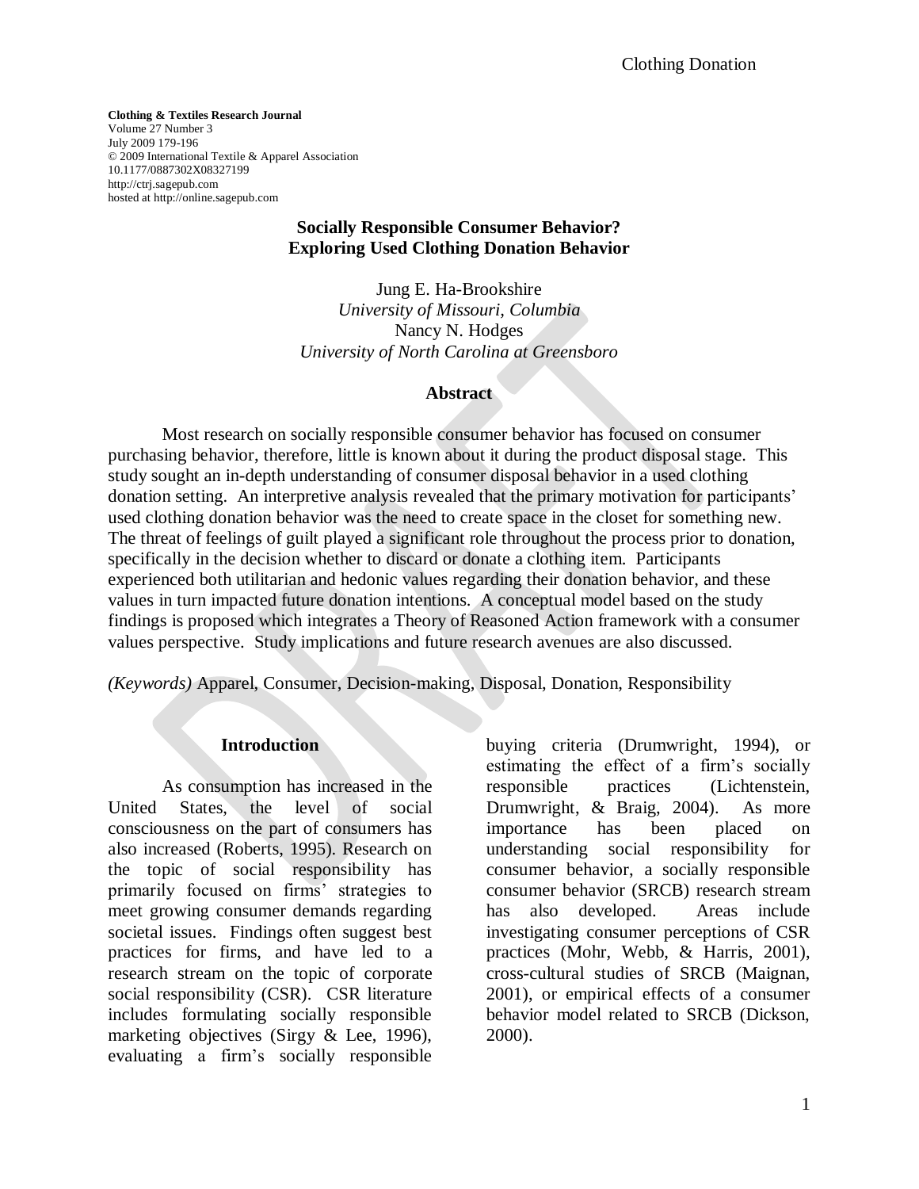**Clothing & Textiles Research Journal**
Volume 27 Number 3
July 2009 179-196
© 2009 International Textile & Apparel Association
10.1177/0887302X08327199
http://ctrj.sagepub.com
hosted at http://online.sagepub.com

# Socially Responsible Consumer Behavior? Exploring Used Clothing Donation Behavior

Jung E. Ha-Brookshire
*University of Missouri, Columbia*
Nancy N. Hodges
*University of North Carolina at Greensboro*

## Abstract

Most research on socially responsible consumer behavior has focused on consumer purchasing behavior, therefore, little is known about it during the product disposal stage. This study sought an in-depth understanding of consumer disposal behavior in a used clothing donation setting. An interpretive analysis revealed that the primary motivation for participants' used clothing donation behavior was the need to create space in the closet for something new. The threat of feelings of guilt played a significant role throughout the process prior to donation, specifically in the decision whether to discard or donate a clothing item. Participants experienced both utilitarian and hedonic values regarding their donation behavior, and these values in turn impacted future donation intentions. A conceptual model based on the study findings is proposed which integrates a Theory of Reasoned Action framework with a consumer values perspective. Study implications and future research avenues are also discussed.

*(Keywords)* Apparel, Consumer, Decision-making, Disposal, Donation, Responsibility

## Introduction

As consumption has increased in the United States, the level of social consciousness on the part of consumers has also increased (Roberts, 1995). Research on the topic of social responsibility has primarily focused on firms' strategies to meet growing consumer demands regarding societal issues. Findings often suggest best practices for firms, and have led to a research stream on the topic of corporate social responsibility (CSR). CSR literature includes formulating socially responsible marketing objectives (Sirgy & Lee, 1996), evaluating a firm's socially responsible buying criteria (Drumwright, 1994), or estimating the effect of a firm's socially responsible practices (Lichtenstein, Drumwright, & Braig, 2004). As more importance has been placed on understanding social responsibility for consumer behavior, a socially responsible consumer behavior (SRCB) research stream has also developed. Areas include investigating consumer perceptions of CSR practices (Mohr, Webb, & Harris, 2001), cross-cultural studies of SRCB (Maignan, 2001), or empirical effects of a consumer behavior model related to SRCB (Dickson, 2000).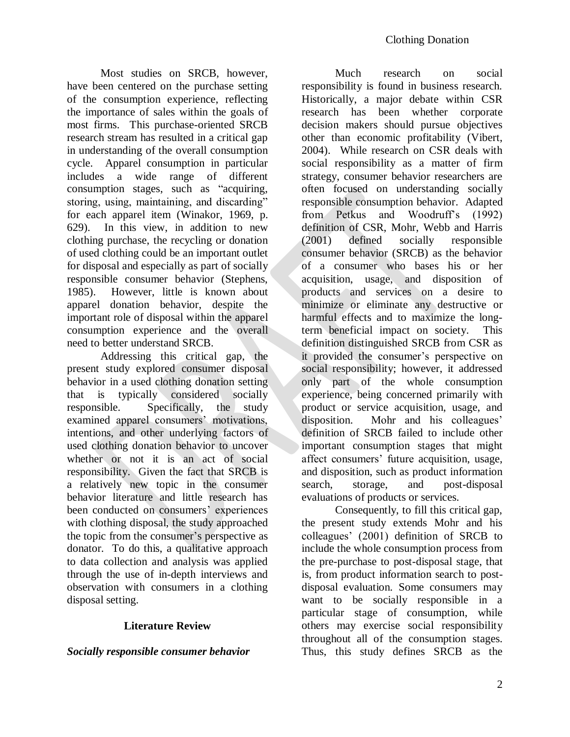Most studies on SRCB, however, have been centered on the purchase setting of the consumption experience, reflecting the importance of sales within the goals of most firms. This purchase-oriented SRCB research stream has resulted in a critical gap in understanding of the overall consumption cycle. Apparel consumption in particular includes a wide range of different consumption stages, such as "acquiring, storing, using, maintaining, and discarding" for each apparel item (Winakor, 1969, p. 629). In this view, in addition to new clothing purchase, the recycling or donation of used clothing could be an important outlet for disposal and especially as part of socially responsible consumer behavior (Stephens, 1985). However, little is known about apparel donation behavior, despite the important role of disposal within the apparel consumption experience and the overall need to better understand SRCB.

Addressing this critical gap, the present study explored consumer disposal behavior in a used clothing donation setting that is typically considered socially responsible. Specifically, the study examined apparel consumers' motivations, intentions, and other underlying factors of used clothing donation behavior to uncover whether or not it is an act of social responsibility. Given the fact that SRCB is a relatively new topic in the consumer behavior literature and little research has been conducted on consumers' experiences with clothing disposal, the study approached the topic from the consumer's perspective as donator. To do this, a qualitative approach to data collection and analysis was applied through the use of in-depth interviews and observation with consumers in a clothing disposal setting.

## Literature Review

### *Socially responsible consumer behavior*

Much research on social responsibility is found in business research. Historically, a major debate within CSR research has been whether corporate decision makers should pursue objectives other than economic profitability (Vibert, 2004). While research on CSR deals with social responsibility as a matter of firm strategy, consumer behavior researchers are often focused on understanding socially responsible consumption behavior. Adapted from Petkus and Woodruff's (1992) definition of CSR, Mohr, Webb and Harris (2001) defined socially responsible consumer behavior (SRCB) as the behavior of a consumer who bases his or her acquisition, usage, and disposition of products and services on a desire to minimize or eliminate any destructive or harmful effects and to maximize the long-term beneficial impact on society. This definition distinguished SRCB from CSR as it provided the consumer's perspective on social responsibility; however, it addressed only part of the whole consumption experience, being concerned primarily with product or service acquisition, usage, and disposition. Mohr and his colleagues' definition of SRCB failed to include other important consumption stages that might affect consumers' future acquisition, usage, and disposition, such as product information search, storage, and post-disposal evaluations of products or services.

Consequently, to fill this critical gap, the present study extends Mohr and his colleagues' (2001) definition of SRCB to include the whole consumption process from the pre-purchase to post-disposal stage, that is, from product information search to post-disposal evaluation. Some consumers may want to be socially responsible in a particular stage of consumption, while others may exercise social responsibility throughout all of the consumption stages. Thus, this study defines SRCB as the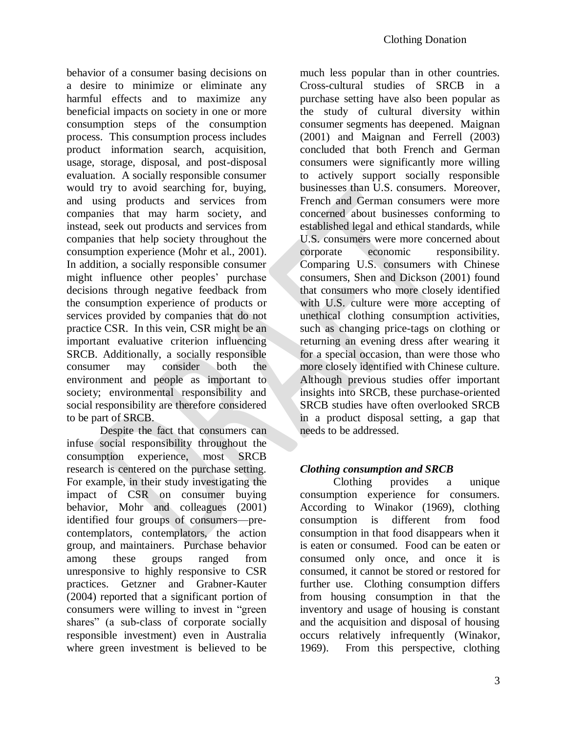behavior of a consumer basing decisions on a desire to minimize or eliminate any harmful effects and to maximize any beneficial impacts on society in one or more consumption steps of the consumption process. This consumption process includes product information search, acquisition, usage, storage, disposal, and post-disposal evaluation. A socially responsible consumer would try to avoid searching for, buying, and using products and services from companies that may harm society, and instead, seek out products and services from companies that help society throughout the consumption experience (Mohr et al., 2001). In addition, a socially responsible consumer might influence other peoples' purchase decisions through negative feedback from the consumption experience of products or services provided by companies that do not practice CSR. In this vein, CSR might be an important evaluative criterion influencing SRCB. Additionally, a socially responsible consumer may consider both the environment and people as important to society; environmental responsibility and social responsibility are therefore considered to be part of SRCB.

Despite the fact that consumers can infuse social responsibility throughout the consumption experience, most SRCB research is centered on the purchase setting. For example, in their study investigating the impact of CSR on consumer buying behavior, Mohr and colleagues (2001) identified four groups of consumers—pre-contemplators, contemplators, the action group, and maintainers. Purchase behavior among these groups ranged from unresponsive to highly responsive to CSR practices. Getzner and Grabner-Kauter (2004) reported that a significant portion of consumers were willing to invest in "green shares" (a sub-class of corporate socially responsible investment) even in Australia where green investment is believed to be much less popular than in other countries. Cross-cultural studies of SRCB in a purchase setting have also been popular as the study of cultural diversity within consumer segments has deepened. Maignan (2001) and Maignan and Ferrell (2003) concluded that both French and German consumers were significantly more willing to actively support socially responsible businesses than U.S. consumers. Moreover, French and German consumers were more concerned about businesses conforming to established legal and ethical standards, while U.S. consumers were more concerned about corporate economic responsibility. Comparing U.S. consumers with Chinese consumers, Shen and Dickson (2001) found that consumers who more closely identified with U.S. culture were more accepting of unethical clothing consumption activities, such as changing price-tags on clothing or returning an evening dress after wearing it for a special occasion, than were those who more closely identified with Chinese culture. Although previous studies offer important insights into SRCB, these purchase-oriented SRCB studies have often overlooked SRCB in a product disposal setting, a gap that needs to be addressed.

### *Clothing consumption and SRCB*

Clothing provides a unique consumption experience for consumers. According to Winakor (1969), clothing consumption is different from food consumption in that food disappears when it is eaten or consumed. Food can be eaten or consumed only once, and once it is consumed, it cannot be stored or restored for further use. Clothing consumption differs from housing consumption in that the inventory and usage of housing is constant and the acquisition and disposal of housing occurs relatively infrequently (Winakor, 1969). From this perspective, clothing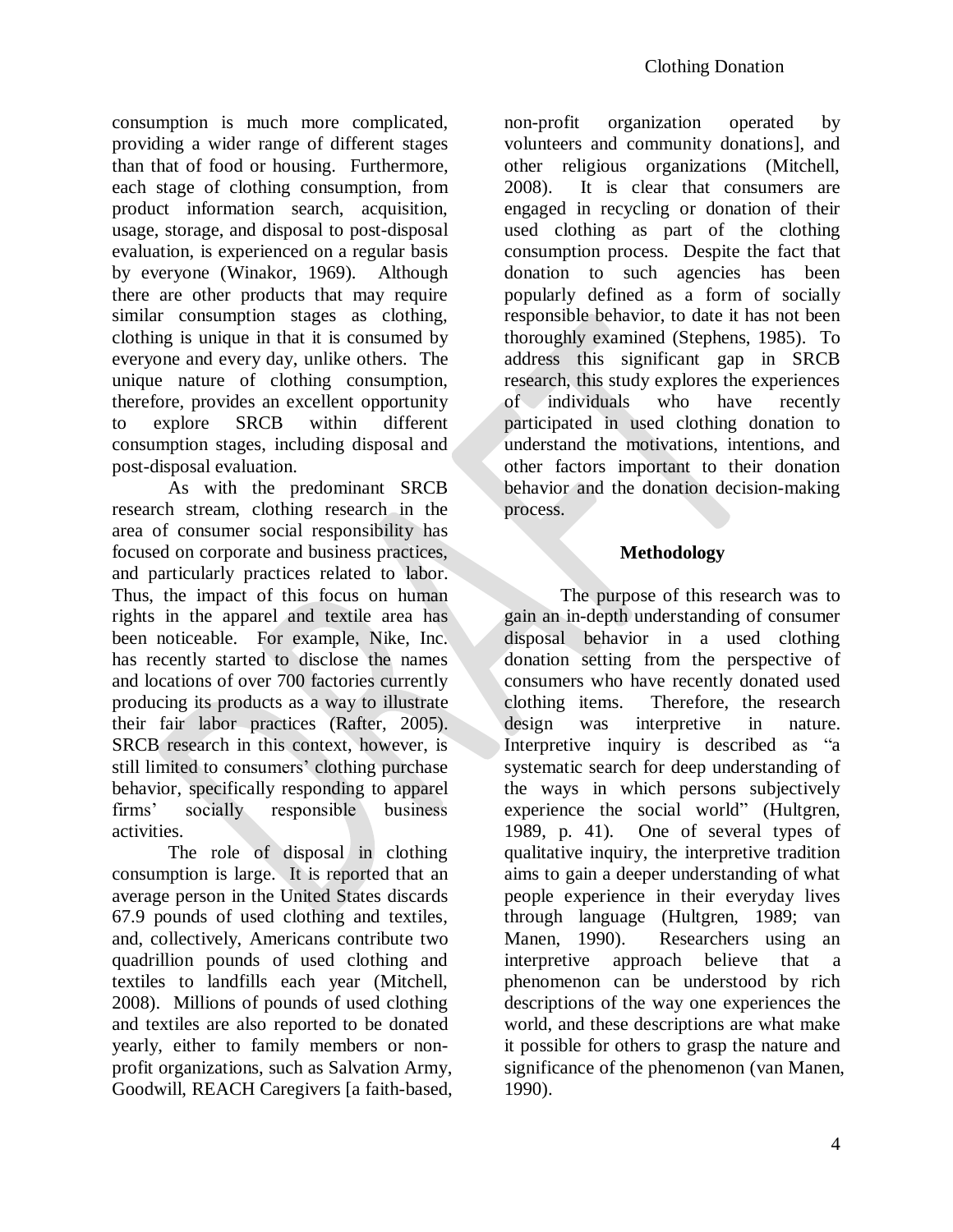consumption is much more complicated, providing a wider range of different stages than that of food or housing. Furthermore, each stage of clothing consumption, from product information search, acquisition, usage, storage, and disposal to post-disposal evaluation, is experienced on a regular basis by everyone (Winakor, 1969). Although there are other products that may require similar consumption stages as clothing, clothing is unique in that it is consumed by everyone and every day, unlike others. The unique nature of clothing consumption, therefore, provides an excellent opportunity to explore SRCB within different consumption stages, including disposal and post-disposal evaluation.

As with the predominant SRCB research stream, clothing research in the area of consumer social responsibility has focused on corporate and business practices, and particularly practices related to labor. Thus, the impact of this focus on human rights in the apparel and textile area has been noticeable. For example, Nike, Inc. has recently started to disclose the names and locations of over 700 factories currently producing its products as a way to illustrate their fair labor practices (Rafter, 2005). SRCB research in this context, however, is still limited to consumers' clothing purchase behavior, specifically responding to apparel firms' socially responsible business activities.

The role of disposal in clothing consumption is large. It is reported that an average person in the United States discards 67.9 pounds of used clothing and textiles, and, collectively, Americans contribute two quadrillion pounds of used clothing and textiles to landfills each year (Mitchell, 2008). Millions of pounds of used clothing and textiles are also reported to be donated yearly, either to family members or non-profit organizations, such as Salvation Army, Goodwill, REACH Caregivers [a faith-based, non-profit organization operated by volunteers and community donations], and other religious organizations (Mitchell, 2008). It is clear that consumers are engaged in recycling or donation of their used clothing as part of the clothing consumption process. Despite the fact that donation to such agencies has been popularly defined as a form of socially responsible behavior, to date it has not been thoroughly examined (Stephens, 1985). To address this significant gap in SRCB research, this study explores the experiences of individuals who have recently participated in used clothing donation to understand the motivations, intentions, and other factors important to their donation behavior and the donation decision-making process.

## Methodology

The purpose of this research was to gain an in-depth understanding of consumer disposal behavior in a used clothing donation setting from the perspective of consumers who have recently donated used clothing items. Therefore, the research design was interpretive in nature. Interpretive inquiry is described as "a systematic search for deep understanding of the ways in which persons subjectively experience the social world" (Hultgren, 1989, p. 41). One of several types of qualitative inquiry, the interpretive tradition aims to gain a deeper understanding of what people experience in their everyday lives through language (Hultgren, 1989; van Manen, 1990). Researchers using an interpretive approach believe that a phenomenon can be understood by rich descriptions of the way one experiences the world, and these descriptions are what make it possible for others to grasp the nature and significance of the phenomenon (van Manen, 1990).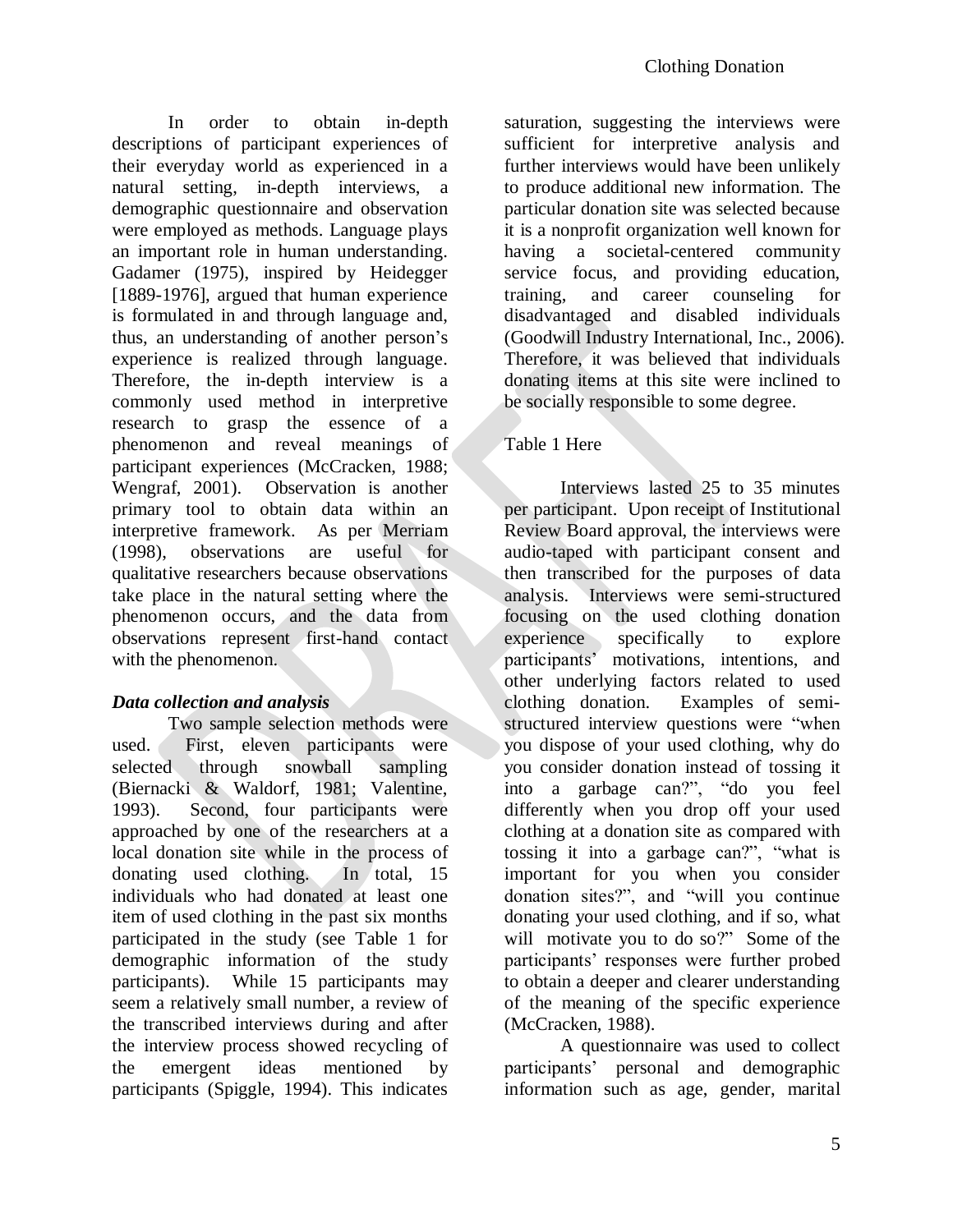In order to obtain in-depth descriptions of participant experiences of their everyday world as experienced in a natural setting, in-depth interviews, a demographic questionnaire and observation were employed as methods. Language plays an important role in human understanding. Gadamer (1975), inspired by Heidegger [1889-1976], argued that human experience is formulated in and through language and, thus, an understanding of another person's experience is realized through language. Therefore, the in-depth interview is a commonly used method in interpretive research to grasp the essence of a phenomenon and reveal meanings of participant experiences (McCracken, 1988; Wengraf, 2001). Observation is another primary tool to obtain data within an interpretive framework. As per Merriam (1998), observations are useful for qualitative researchers because observations take place in the natural setting where the phenomenon occurs, and the data from observations represent first-hand contact with the phenomenon.

### *Data collection and analysis*

Two sample selection methods were used. First, eleven participants were selected through snowball sampling (Biernacki & Waldorf, 1981; Valentine, 1993). Second, four participants were approached by one of the researchers at a local donation site while in the process of donating used clothing. In total, 15 individuals who had donated at least one item of used clothing in the past six months participated in the study (see Table 1 for demographic information of the study participants). While 15 participants may seem a relatively small number, a review of the transcribed interviews during and after the interview process showed recycling of the emergent ideas mentioned by participants (Spiggle, 1994). This indicates saturation, suggesting the interviews were sufficient for interpretive analysis and further interviews would have been unlikely to produce additional new information. The particular donation site was selected because it is a nonprofit organization well known for having a societal-centered community service focus, and providing education, training, and career counseling for disadvantaged and disabled individuals (Goodwill Industry International, Inc., 2006). Therefore, it was believed that individuals donating items at this site were inclined to be socially responsible to some degree.

Table 1 Here

Interviews lasted 25 to 35 minutes per participant. Upon receipt of Institutional Review Board approval, the interviews were audio-taped with participant consent and then transcribed for the purposes of data analysis. Interviews were semi-structured focusing on the used clothing donation experience specifically to explore participants' motivations, intentions, and other underlying factors related to used clothing donation. Examples of semi-structured interview questions were "when you dispose of your used clothing, why do you consider donation instead of tossing it into a garbage can?", "do you feel differently when you drop off your used clothing at a donation site as compared with tossing it into a garbage can?", "what is important for you when you consider donation sites?", and "will you continue donating your used clothing, and if so, what will motivate you to do so?" Some of the participants' responses were further probed to obtain a deeper and clearer understanding of the meaning of the specific experience (McCracken, 1988).

A questionnaire was used to collect participants' personal and demographic information such as age, gender, marital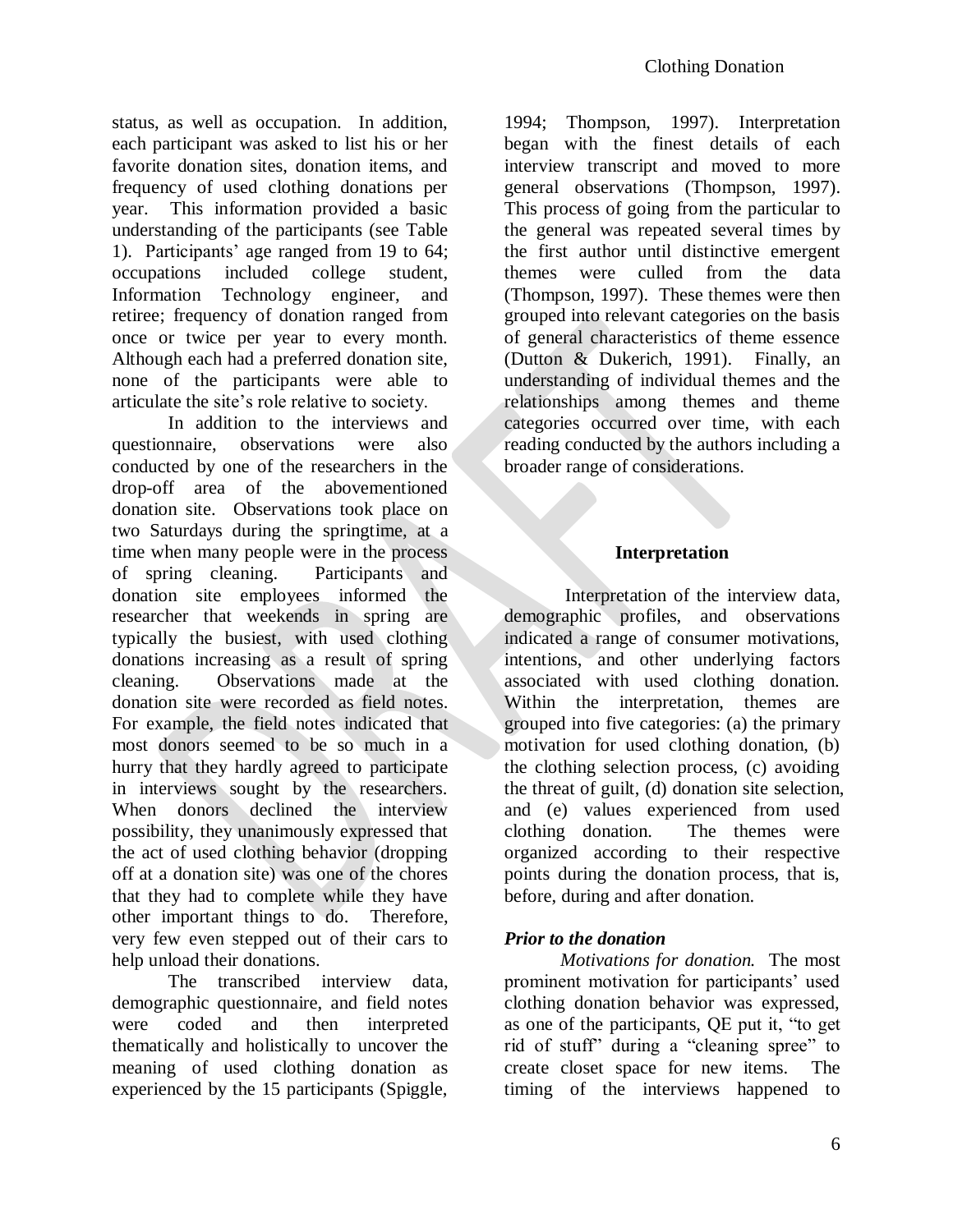status, as well as occupation. In addition, each participant was asked to list his or her favorite donation sites, donation items, and frequency of used clothing donations per year. This information provided a basic understanding of the participants (see Table 1). Participants' age ranged from 19 to 64; occupations included college student, Information Technology engineer, and retiree; frequency of donation ranged from once or twice per year to every month. Although each had a preferred donation site, none of the participants were able to articulate the site's role relative to society.

In addition to the interviews and questionnaire, observations were also conducted by one of the researchers in the drop-off area of the abovementioned donation site. Observations took place on two Saturdays during the springtime, at a time when many people were in the process of spring cleaning. Participants and donation site employees informed the researcher that weekends in spring are typically the busiest, with used clothing donations increasing as a result of spring cleaning. Observations made at the donation site were recorded as field notes. For example, the field notes indicated that most donors seemed to be so much in a hurry that they hardly agreed to participate in interviews sought by the researchers. When donors declined the interview possibility, they unanimously expressed that the act of used clothing behavior (dropping off at a donation site) was one of the chores that they had to complete while they have other important things to do. Therefore, very few even stepped out of their cars to help unload their donations.

The transcribed interview data, demographic questionnaire, and field notes were coded and then interpreted thematically and holistically to uncover the meaning of used clothing donation as experienced by the 15 participants (Spiggle, 1994; Thompson, 1997). Interpretation began with the finest details of each interview transcript and moved to more general observations (Thompson, 1997). This process of going from the particular to the general was repeated several times by the first author until distinctive emergent themes were culled from the data (Thompson, 1997). These themes were then grouped into relevant categories on the basis of general characteristics of theme essence (Dutton & Dukerich, 1991). Finally, an understanding of individual themes and the relationships among themes and theme categories occurred over time, with each reading conducted by the authors including a broader range of considerations.

## Interpretation

Interpretation of the interview data, demographic profiles, and observations indicated a range of consumer motivations, intentions, and other underlying factors associated with used clothing donation. Within the interpretation, themes are grouped into five categories: (a) the primary motivation for used clothing donation, (b) the clothing selection process, (c) avoiding the threat of guilt, (d) donation site selection, and (e) values experienced from used clothing donation. The themes were organized according to their respective points during the donation process, that is, before, during and after donation.

### *Prior to the donation*

*Motivations for donation.* The most prominent motivation for participants' used clothing donation behavior was expressed, as one of the participants, QE put it, "to get rid of stuff" during a "cleaning spree" to create closet space for new items. The timing of the interviews happened to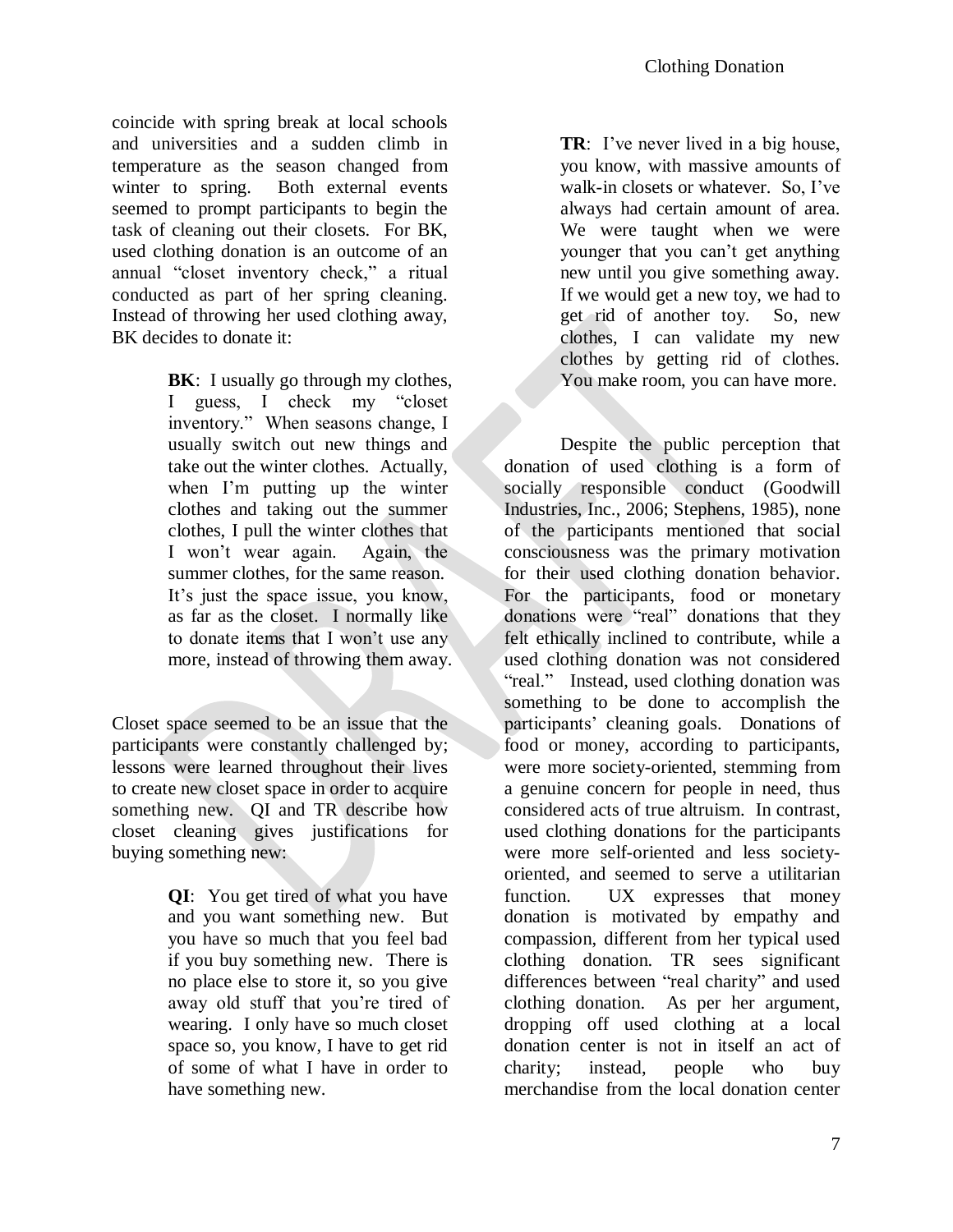coincide with spring break at local schools and universities and a sudden climb in temperature as the season changed from winter to spring. Both external events seemed to prompt participants to begin the task of cleaning out their closets. For BK, used clothing donation is an outcome of an annual "closet inventory check," a ritual conducted as part of her spring cleaning. Instead of throwing her used clothing away, BK decides to donate it:

> **BK**: I usually go through my clothes, I guess, I check my "closet inventory." When seasons change, I usually switch out new things and take out the winter clothes. Actually, when I'm putting up the winter clothes and taking out the summer clothes, I pull the winter clothes that I won't wear again. Again, the summer clothes, for the same reason. It's just the space issue, you know, as far as the closet. I normally like to donate items that I won't use any more, instead of throwing them away.

Closet space seemed to be an issue that the participants were constantly challenged by; lessons were learned throughout their lives to create new closet space in order to acquire something new. QI and TR describe how closet cleaning gives justifications for buying something new:

> **QI**: You get tired of what you have and you want something new. But you have so much that you feel bad if you buy something new. There is no place else to store it, so you give away old stuff that you're tired of wearing. I only have so much closet space so, you know, I have to get rid of some of what I have in order to have something new.

> **TR**: I've never lived in a big house, you know, with massive amounts of walk-in closets or whatever. So, I've always had certain amount of area. We were taught when we were younger that you can't get anything new until you give something away. If we would get a new toy, we had to get rid of another toy. So, new clothes, I can validate my new clothes by getting rid of clothes. You make room, you can have more.

Despite the public perception that donation of used clothing is a form of socially responsible conduct (Goodwill Industries, Inc., 2006; Stephens, 1985), none of the participants mentioned that social consciousness was the primary motivation for their used clothing donation behavior. For the participants, food or monetary donations were "real" donations that they felt ethically inclined to contribute, while a used clothing donation was not considered "real." Instead, used clothing donation was something to be done to accomplish the participants' cleaning goals. Donations of food or money, according to participants, were more society-oriented, stemming from a genuine concern for people in need, thus considered acts of true altruism. In contrast, used clothing donations for the participants were more self-oriented and less society-oriented, and seemed to serve a utilitarian function. UX expresses that money donation is motivated by empathy and compassion, different from her typical used clothing donation. TR sees significant differences between "real charity" and used clothing donation. As per her argument, dropping off used clothing at a local donation center is not in itself an act of charity; instead, people who buy merchandise from the local donation center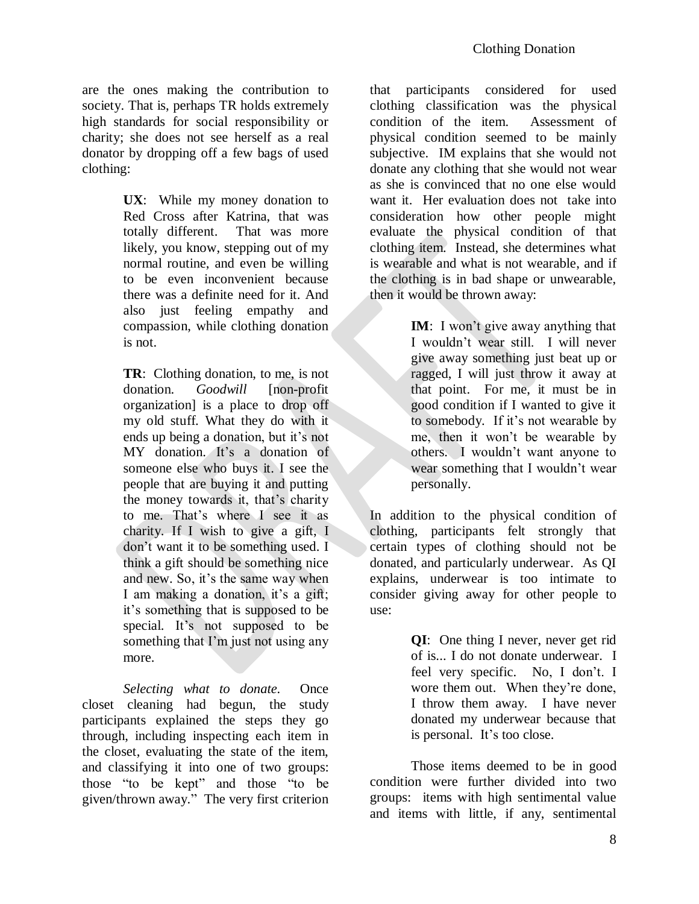are the ones making the contribution to society. That is, perhaps TR holds extremely high standards for social responsibility or charity; she does not see herself as a real donator by dropping off a few bags of used clothing:

> **UX**: While my money donation to Red Cross after Katrina, that was totally different. That was more likely, you know, stepping out of my normal routine, and even be willing to be even inconvenient because there was a definite need for it. And also just feeling empathy and compassion, while clothing donation is not.

> **TR**: Clothing donation, to me, is not donation. *Goodwill* [non-profit organization] is a place to drop off my old stuff. What they do with it ends up being a donation, but it's not MY donation. It's a donation of someone else who buys it. I see the people that are buying it and putting the money towards it, that's charity to me. That's where I see it as charity. If I wish to give a gift, I don't want it to be something used. I think a gift should be something nice and new. So, it's the same way when I am making a donation, it's a gift; it's something that is supposed to be special. It's not supposed to be something that I'm just not using any more.

*Selecting what to donate.* Once closet cleaning had begun, the study participants explained the steps they go through, including inspecting each item in the closet, evaluating the state of the item, and classifying it into one of two groups: those "to be kept" and those "to be given/thrown away." The very first criterion that participants considered for used clothing classification was the physical condition of the item. Assessment of physical condition seemed to be mainly subjective. IM explains that she would not donate any clothing that she would not wear as she is convinced that no one else would want it. Her evaluation does not take into consideration how other people might evaluate the physical condition of that clothing item. Instead, she determines what is wearable and what is not wearable, and if the clothing is in bad shape or unwearable, then it would be thrown away:

> **IM**: I won't give away anything that I wouldn't wear still. I will never give away something just beat up or ragged, I will just throw it away at that point. For me, it must be in good condition if I wanted to give it to somebody. If it's not wearable by me, then it won't be wearable by others. I wouldn't want anyone to wear something that I wouldn't wear personally.

In addition to the physical condition of clothing, participants felt strongly that certain types of clothing should not be donated, and particularly underwear. As QI explains, underwear is too intimate to consider giving away for other people to use:

> **QI**: One thing I never, never get rid of is... I do not donate underwear. I feel very specific. No, I don't. I wore them out. When they're done, I throw them away. I have never donated my underwear because that is personal. It's too close.

Those items deemed to be in good condition were further divided into two groups: items with high sentimental value and items with little, if any, sentimental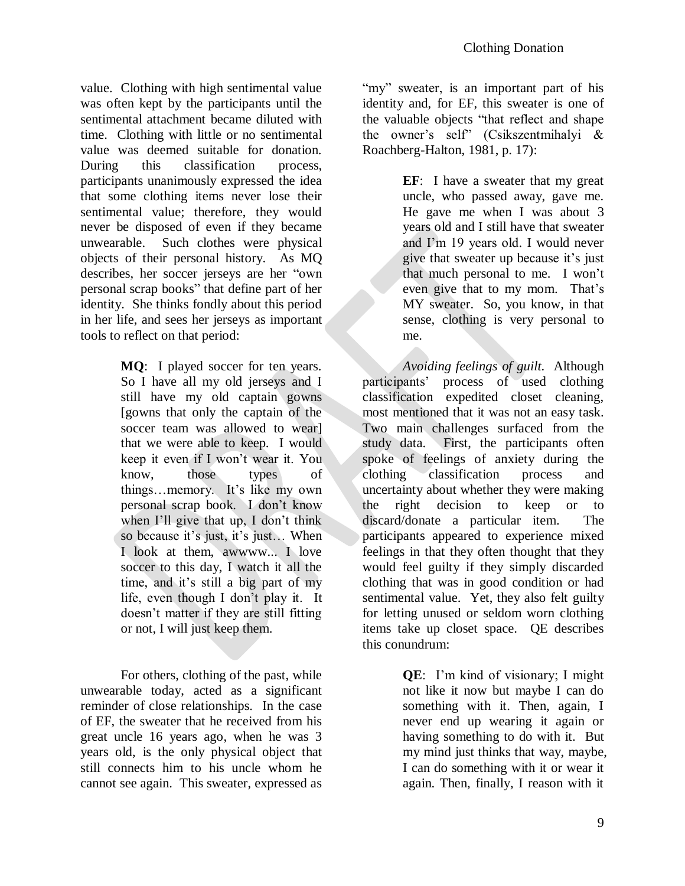value. Clothing with high sentimental value was often kept by the participants until the sentimental attachment became diluted with time. Clothing with little or no sentimental value was deemed suitable for donation. During this classification process, participants unanimously expressed the idea that some clothing items never lose their sentimental value; therefore, they would never be disposed of even if they became unwearable. Such clothes were physical objects of their personal history. As MQ describes, her soccer jerseys are her "own personal scrap books" that define part of her identity. She thinks fondly about this period in her life, and sees her jerseys as important tools to reflect on that period:

> **MQ**: I played soccer for ten years. So I have all my old jerseys and I still have my old captain gowns [gowns that only the captain of the soccer team was allowed to wear] that we were able to keep. I would keep it even if I won't wear it. You know, those types of things…memory. It's like my own personal scrap book. I don't know when I'll give that up, I don't think so because it's just, it's just… When I look at them, awwww... I love soccer to this day, I watch it all the time, and it's still a big part of my life, even though I don't play it. It doesn't matter if they are still fitting or not, I will just keep them.

For others, clothing of the past, while unwearable today, acted as a significant reminder of close relationships. In the case of EF, the sweater that he received from his great uncle 16 years ago, when he was 3 years old, is the only physical object that still connects him to his uncle whom he cannot see again. This sweater, expressed as "my" sweater, is an important part of his identity and, for EF, this sweater is one of the valuable objects "that reflect and shape the owner's self" (Csikszentmihalyi & Roachberg-Halton, 1981, p. 17):

> **EF**: I have a sweater that my great uncle, who passed away, gave me. He gave me when I was about 3 years old and I still have that sweater and I'm 19 years old. I would never give that sweater up because it's just that much personal to me. I won't even give that to my mom. That's MY sweater. So, you know, in that sense, clothing is very personal to me.

*Avoiding feelings of guilt.* Although participants' process of used clothing classification expedited closet cleaning, most mentioned that it was not an easy task. Two main challenges surfaced from the study data. First, the participants often spoke of feelings of anxiety during the clothing classification process and uncertainty about whether they were making the right decision to keep or to discard/donate a particular item. The participants appeared to experience mixed feelings in that they often thought that they would feel guilty if they simply discarded clothing that was in good condition or had sentimental value. Yet, they also felt guilty for letting unused or seldom worn clothing items take up closet space. QE describes this conundrum:

> **QE**: I'm kind of visionary; I might not like it now but maybe I can do something with it. Then, again, I never end up wearing it again or having something to do with it. But my mind just thinks that way, maybe, I can do something with it or wear it again. Then, finally, I reason with it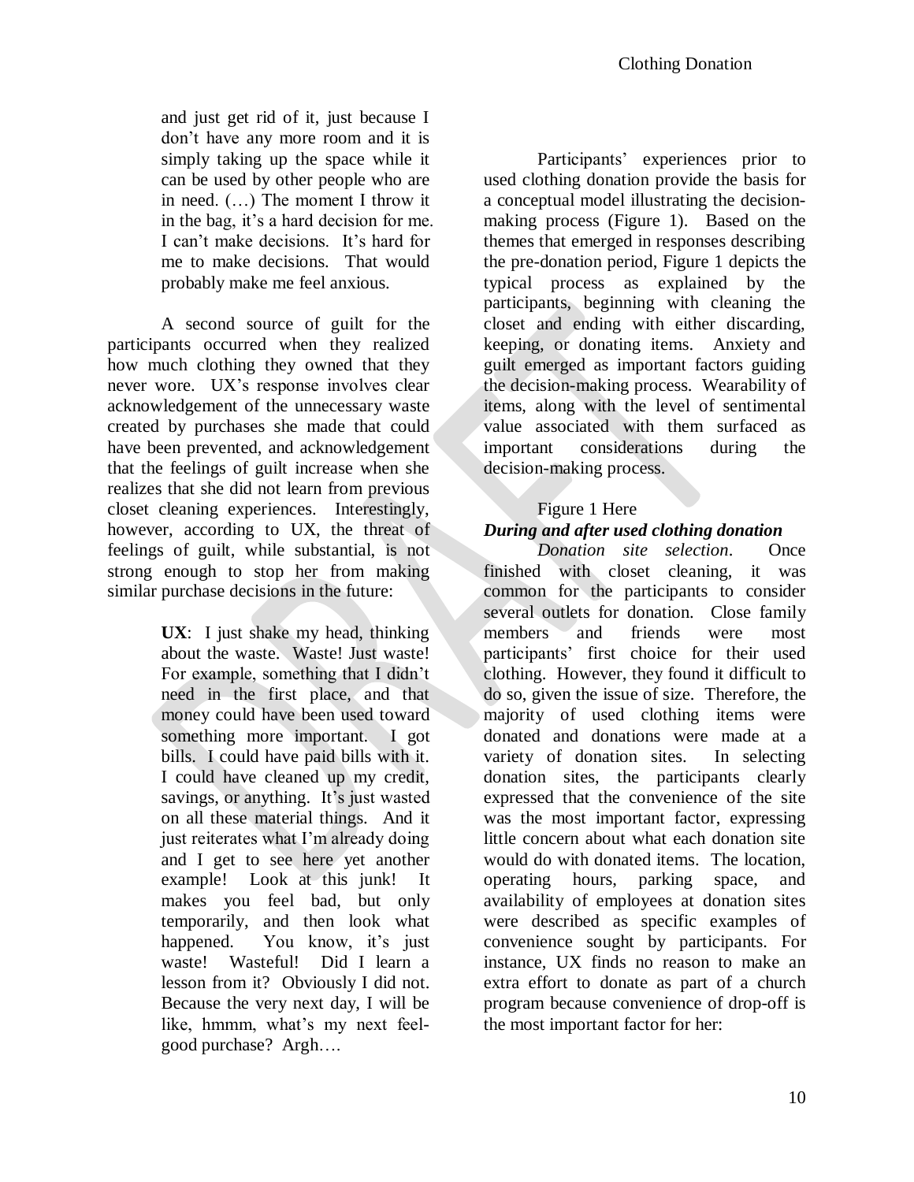> and just get rid of it, just because I don't have any more room and it is simply taking up the space while it can be used by other people who are in need. (…) The moment I throw it in the bag, it's a hard decision for me. I can't make decisions. It's hard for me to make decisions. That would probably make me feel anxious.

A second source of guilt for the participants occurred when they realized how much clothing they owned that they never wore. UX's response involves clear acknowledgement of the unnecessary waste created by purchases she made that could have been prevented, and acknowledgement that the feelings of guilt increase when she realizes that she did not learn from previous closet cleaning experiences. Interestingly, however, according to UX, the threat of feelings of guilt, while substantial, is not strong enough to stop her from making similar purchase decisions in the future:

> **UX**: I just shake my head, thinking about the waste. Waste! Just waste! For example, something that I didn't need in the first place, and that money could have been used toward something more important. I got bills. I could have paid bills with it. I could have cleaned up my credit, savings, or anything. It's just wasted on all these material things. And it just reiterates what I'm already doing and I get to see here yet another example! Look at this junk! It makes you feel bad, but only temporarily, and then look what happened. You know, it's just waste! Wasteful! Did I learn a lesson from it? Obviously I did not. Because the very next day, I will be like, hmmm, what's my next feel-good purchase? Argh….

Participants' experiences prior to used clothing donation provide the basis for a conceptual model illustrating the decision-making process (Figure 1). Based on the themes that emerged in responses describing the pre-donation period, Figure 1 depicts the typical process as explained by the participants, beginning with cleaning the closet and ending with either discarding, keeping, or donating items. Anxiety and guilt emerged as important factors guiding the decision-making process. Wearability of items, along with the level of sentimental value associated with them surfaced as important considerations during the decision-making process.

Figure 1 Here

### ***During and after used clothing donation***

*Donation site selection*. Once finished with closet cleaning, it was common for the participants to consider several outlets for donation. Close family members and friends were most participants' first choice for their used clothing. However, they found it difficult to do so, given the issue of size. Therefore, the majority of used clothing items were donated and donations were made at a variety of donation sites. In selecting donation sites, the participants clearly expressed that the convenience of the site was the most important factor, expressing little concern about what each donation site would do with donated items. The location, operating hours, parking space, and availability of employees at donation sites were described as specific examples of convenience sought by participants. For instance, UX finds no reason to make an extra effort to donate as part of a church program because convenience of drop-off is the most important factor for her: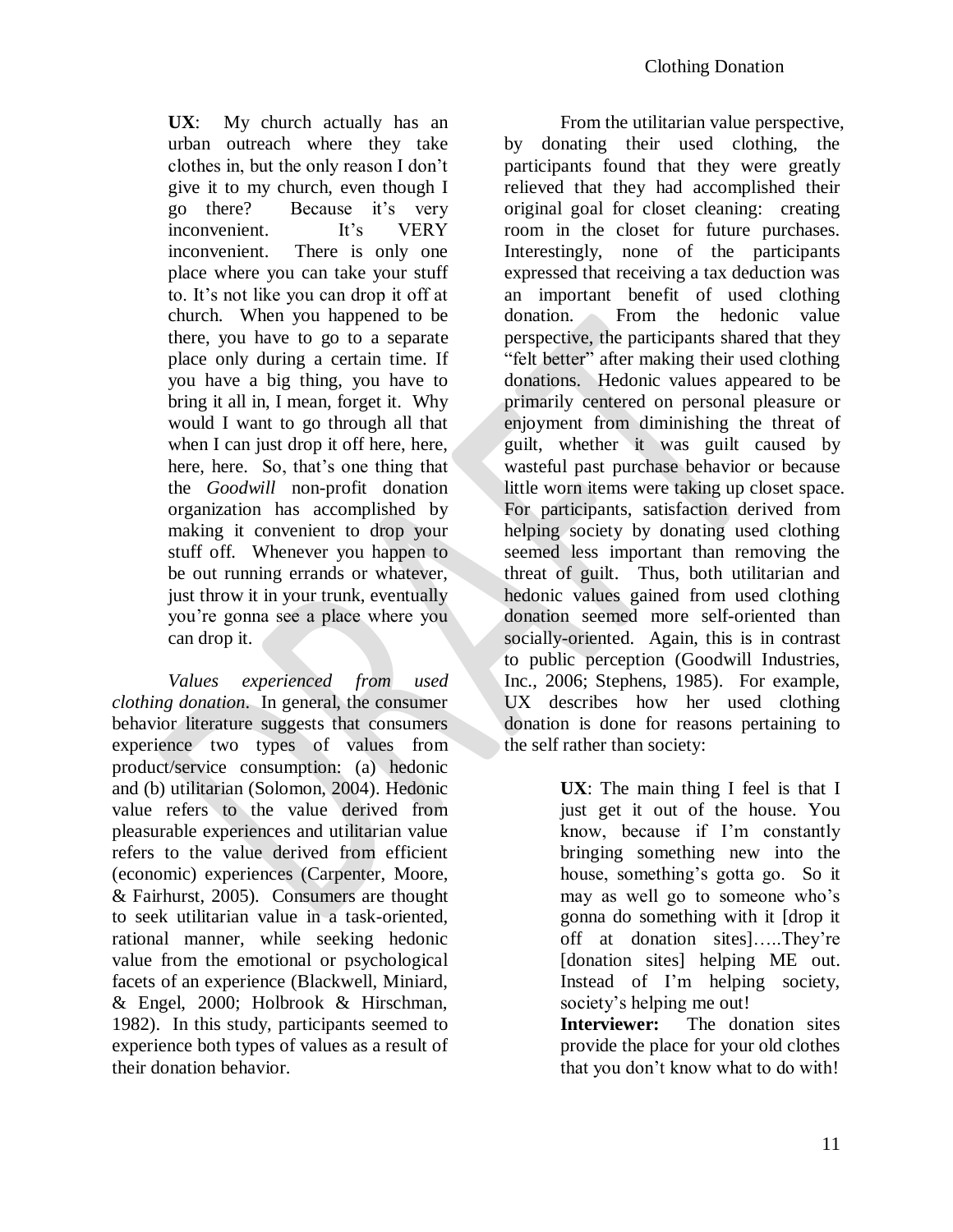**UX**: My church actually has an urban outreach where they take clothes in, but the only reason I don't give it to my church, even though I go there? Because it's very inconvenient. It's VERY inconvenient. There is only one place where you can take your stuff to. It's not like you can drop it off at church. When you happened to be there, you have to go to a separate place only during a certain time. If you have a big thing, you have to bring it all in, I mean, forget it. Why would I want to go through all that when I can just drop it off here, here, here, here. So, that's one thing that the *Goodwill* non-profit donation organization has accomplished by making it convenient to drop your stuff off. Whenever you happen to be out running errands or whatever, just throw it in your trunk, eventually you're gonna see a place where you can drop it.

*Values experienced from used clothing donation*. In general, the consumer behavior literature suggests that consumers experience two types of values from product/service consumption: (a) hedonic and (b) utilitarian (Solomon, 2004). Hedonic value refers to the value derived from pleasurable experiences and utilitarian value refers to the value derived from efficient (economic) experiences (Carpenter, Moore, & Fairhurst, 2005). Consumers are thought to seek utilitarian value in a task-oriented, rational manner, while seeking hedonic value from the emotional or psychological facets of an experience (Blackwell, Miniard, & Engel, 2000; Holbrook & Hirschman, 1982). In this study, participants seemed to experience both types of values as a result of their donation behavior.

From the utilitarian value perspective, by donating their used clothing, the participants found that they were greatly relieved that they had accomplished their original goal for closet cleaning: creating room in the closet for future purchases. Interestingly, none of the participants expressed that receiving a tax deduction was an important benefit of used clothing donation. From the hedonic value perspective, the participants shared that they "felt better" after making their used clothing donations. Hedonic values appeared to be primarily centered on personal pleasure or enjoyment from diminishing the threat of guilt, whether it was guilt caused by wasteful past purchase behavior or because little worn items were taking up closet space. For participants, satisfaction derived from helping society by donating used clothing seemed less important than removing the threat of guilt. Thus, both utilitarian and hedonic values gained from used clothing donation seemed more self-oriented than socially-oriented. Again, this is in contrast to public perception (Goodwill Industries, Inc., 2006; Stephens, 1985). For example, UX describes how her used clothing donation is done for reasons pertaining to the self rather than society:

**UX**: The main thing I feel is that I just get it out of the house. You know, because if I'm constantly bringing something new into the house, something's gotta go. So it may as well go to someone who's gonna do something with it [drop it off at donation sites]…..They're [donation sites] helping ME out. Instead of I'm helping society, society's helping me out!
**Interviewer:** The donation sites provide the place for your old clothes that you don't know what to do with!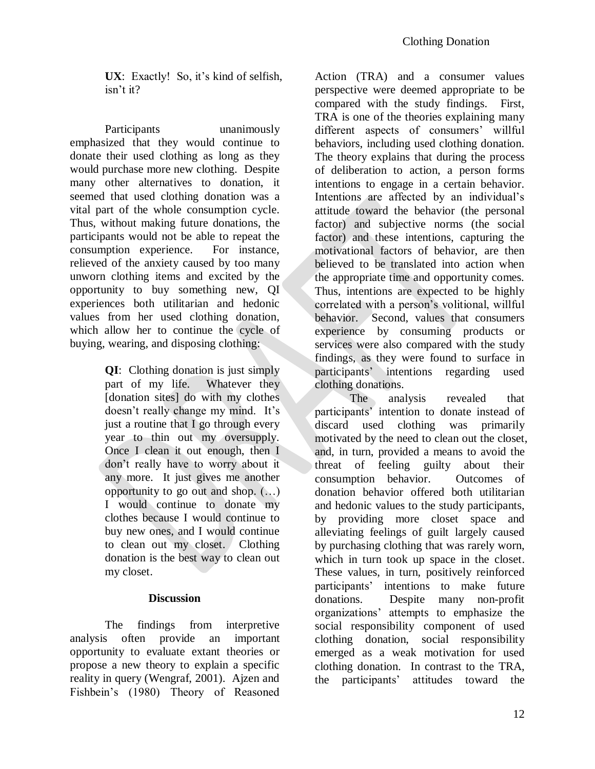**UX**: Exactly! So, it's kind of selfish, isn't it?

Participants unanimously emphasized that they would continue to donate their used clothing as long as they would purchase more new clothing. Despite many other alternatives to donation, it seemed that used clothing donation was a vital part of the whole consumption cycle. Thus, without making future donations, the participants would not be able to repeat the consumption experience. For instance, relieved of the anxiety caused by too many unworn clothing items and excited by the opportunity to buy something new, QI experiences both utilitarian and hedonic values from her used clothing donation, which allow her to continue the cycle of buying, wearing, and disposing clothing:

> **QI**: Clothing donation is just simply part of my life. Whatever they [donation sites] do with my clothes doesn't really change my mind. It's just a routine that I go through every year to thin out my oversupply. Once I clean it out enough, then I don't really have to worry about it any more. It just gives me another opportunity to go out and shop. (…) I would continue to donate my clothes because I would continue to buy new ones, and I would continue to clean out my closet. Clothing donation is the best way to clean out my closet.

## Discussion

The findings from interpretive analysis often provide an important opportunity to evaluate extant theories or propose a new theory to explain a specific reality in query (Wengraf, 2001). Ajzen and Fishbein's (1980) Theory of Reasoned Action (TRA) and a consumer values perspective were deemed appropriate to be compared with the study findings. First, TRA is one of the theories explaining many different aspects of consumers' willful behaviors, including used clothing donation. The theory explains that during the process of deliberation to action, a person forms intentions to engage in a certain behavior. Intentions are affected by an individual's attitude toward the behavior (the personal factor) and subjective norms (the social factor) and these intentions, capturing the motivational factors of behavior, are then believed to be translated into action when the appropriate time and opportunity comes. Thus, intentions are expected to be highly correlated with a person's volitional, willful behavior. Second, values that consumers experience by consuming products or services were also compared with the study findings, as they were found to surface in participants' intentions regarding used clothing donations.

The analysis revealed that participants' intention to donate instead of discard used clothing was primarily motivated by the need to clean out the closet, and, in turn, provided a means to avoid the threat of feeling guilty about their consumption behavior. Outcomes of donation behavior offered both utilitarian and hedonic values to the study participants, by providing more closet space and alleviating feelings of guilt largely caused by purchasing clothing that was rarely worn, which in turn took up space in the closet. These values, in turn, positively reinforced participants' intentions to make future donations. Despite many non-profit organizations' attempts to emphasize the social responsibility component of used clothing donation, social responsibility emerged as a weak motivation for used clothing donation. In contrast to the TRA, the participants' attitudes toward the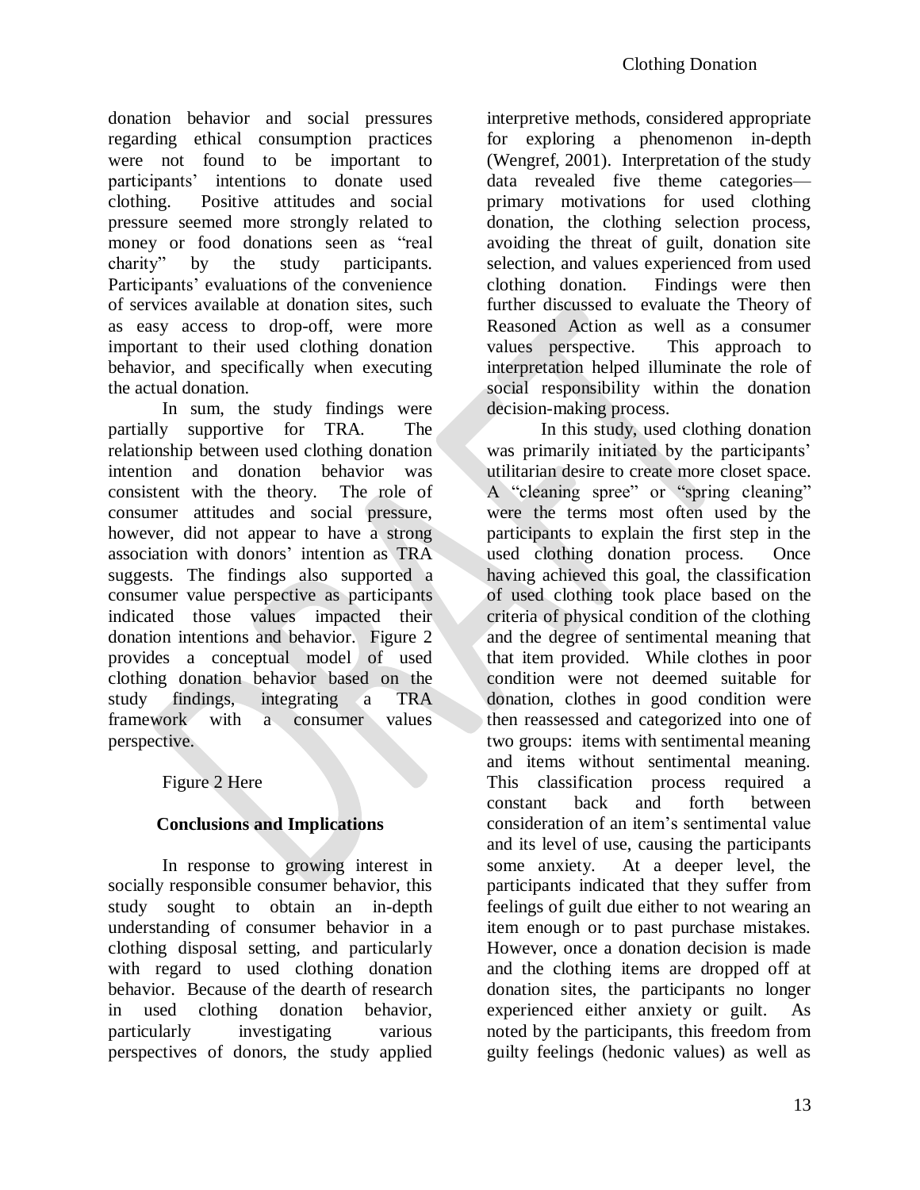donation behavior and social pressures regarding ethical consumption practices were not found to be important to participants' intentions to donate used clothing. Positive attitudes and social pressure seemed more strongly related to money or food donations seen as "real charity" by the study participants. Participants' evaluations of the convenience of services available at donation sites, such as easy access to drop-off, were more important to their used clothing donation behavior, and specifically when executing the actual donation.

In sum, the study findings were partially supportive for TRA. The relationship between used clothing donation intention and donation behavior was consistent with the theory. The role of consumer attitudes and social pressure, however, did not appear to have a strong association with donors' intention as TRA suggests. The findings also supported a consumer value perspective as participants indicated those values impacted their donation intentions and behavior. Figure 2 provides a conceptual model of used clothing donation behavior based on the study findings, integrating a TRA framework with a consumer values perspective.

Figure 2 Here

## Conclusions and Implications

In response to growing interest in socially responsible consumer behavior, this study sought to obtain an in-depth understanding of consumer behavior in a clothing disposal setting, and particularly with regard to used clothing donation behavior. Because of the dearth of research in used clothing donation behavior, particularly investigating various perspectives of donors, the study applied interpretive methods, considered appropriate for exploring a phenomenon in-depth (Wengref, 2001). Interpretation of the study data revealed five theme categories—primary motivations for used clothing donation, the clothing selection process, avoiding the threat of guilt, donation site selection, and values experienced from used clothing donation. Findings were then further discussed to evaluate the Theory of Reasoned Action as well as a consumer values perspective. This approach to interpretation helped illuminate the role of social responsibility within the donation decision-making process.

In this study, used clothing donation was primarily initiated by the participants' utilitarian desire to create more closet space. A "cleaning spree" or "spring cleaning" were the terms most often used by the participants to explain the first step in the used clothing donation process. Once having achieved this goal, the classification of used clothing took place based on the criteria of physical condition of the clothing and the degree of sentimental meaning that that item provided. While clothes in poor condition were not deemed suitable for donation, clothes in good condition were then reassessed and categorized into one of two groups: items with sentimental meaning and items without sentimental meaning. This classification process required a constant back and forth between consideration of an item's sentimental value and its level of use, causing the participants some anxiety. At a deeper level, the participants indicated that they suffer from feelings of guilt due either to not wearing an item enough or to past purchase mistakes. However, once a donation decision is made and the clothing items are dropped off at donation sites, the participants no longer experienced either anxiety or guilt. As noted by the participants, this freedom from guilty feelings (hedonic values) as well as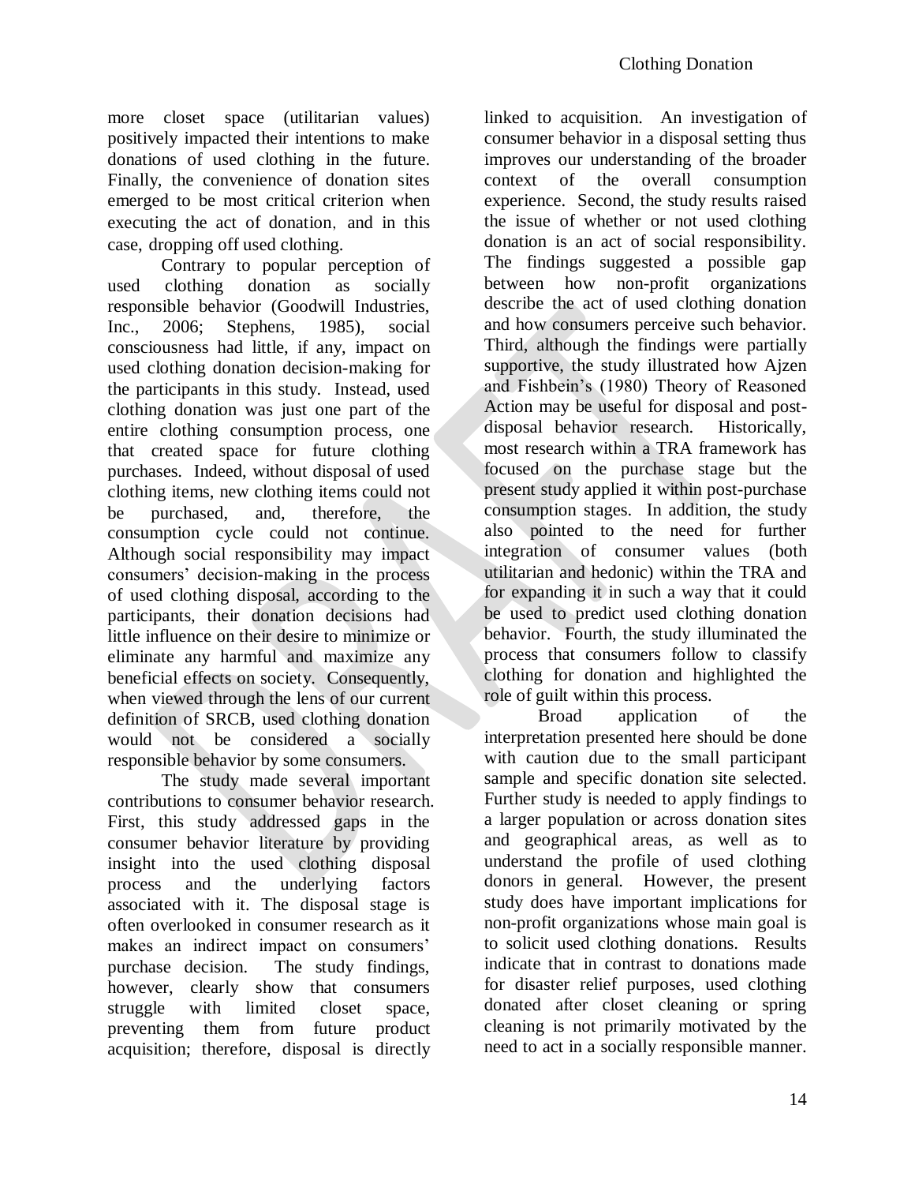more closet space (utilitarian values) positively impacted their intentions to make donations of used clothing in the future. Finally, the convenience of donation sites emerged to be most critical criterion when executing the act of donation, and in this case, dropping off used clothing.

Contrary to popular perception of used clothing donation as socially responsible behavior (Goodwill Industries, Inc., 2006; Stephens, 1985), social consciousness had little, if any, impact on used clothing donation decision-making for the participants in this study. Instead, used clothing donation was just one part of the entire clothing consumption process, one that created space for future clothing purchases. Indeed, without disposal of used clothing items, new clothing items could not be purchased, and, therefore, the consumption cycle could not continue. Although social responsibility may impact consumers' decision-making in the process of used clothing disposal, according to the participants, their donation decisions had little influence on their desire to minimize or eliminate any harmful and maximize any beneficial effects on society. Consequently, when viewed through the lens of our current definition of SRCB, used clothing donation would not be considered a socially responsible behavior by some consumers.

The study made several important contributions to consumer behavior research. First, this study addressed gaps in the consumer behavior literature by providing insight into the used clothing disposal process and the underlying factors associated with it. The disposal stage is often overlooked in consumer research as it makes an indirect impact on consumers' purchase decision. The study findings, however, clearly show that consumers struggle with limited closet space, preventing them from future product acquisition; therefore, disposal is directly linked to acquisition. An investigation of consumer behavior in a disposal setting thus improves our understanding of the broader context of the overall consumption experience. Second, the study results raised the issue of whether or not used clothing donation is an act of social responsibility. The findings suggested a possible gap between how non-profit organizations describe the act of used clothing donation and how consumers perceive such behavior. Third, although the findings were partially supportive, the study illustrated how Ajzen and Fishbein's (1980) Theory of Reasoned Action may be useful for disposal and post-disposal behavior research. Historically, most research within a TRA framework has focused on the purchase stage but the present study applied it within post-purchase consumption stages. In addition, the study also pointed to the need for further integration of consumer values (both utilitarian and hedonic) within the TRA and for expanding it in such a way that it could be used to predict used clothing donation behavior. Fourth, the study illuminated the process that consumers follow to classify clothing for donation and highlighted the role of guilt within this process.

Broad application of the interpretation presented here should be done with caution due to the small participant sample and specific donation site selected. Further study is needed to apply findings to a larger population or across donation sites and geographical areas, as well as to understand the profile of used clothing donors in general. However, the present study does have important implications for non-profit organizations whose main goal is to solicit used clothing donations. Results indicate that in contrast to donations made for disaster relief purposes, used clothing donated after closet cleaning or spring cleaning is not primarily motivated by the need to act in a socially responsible manner.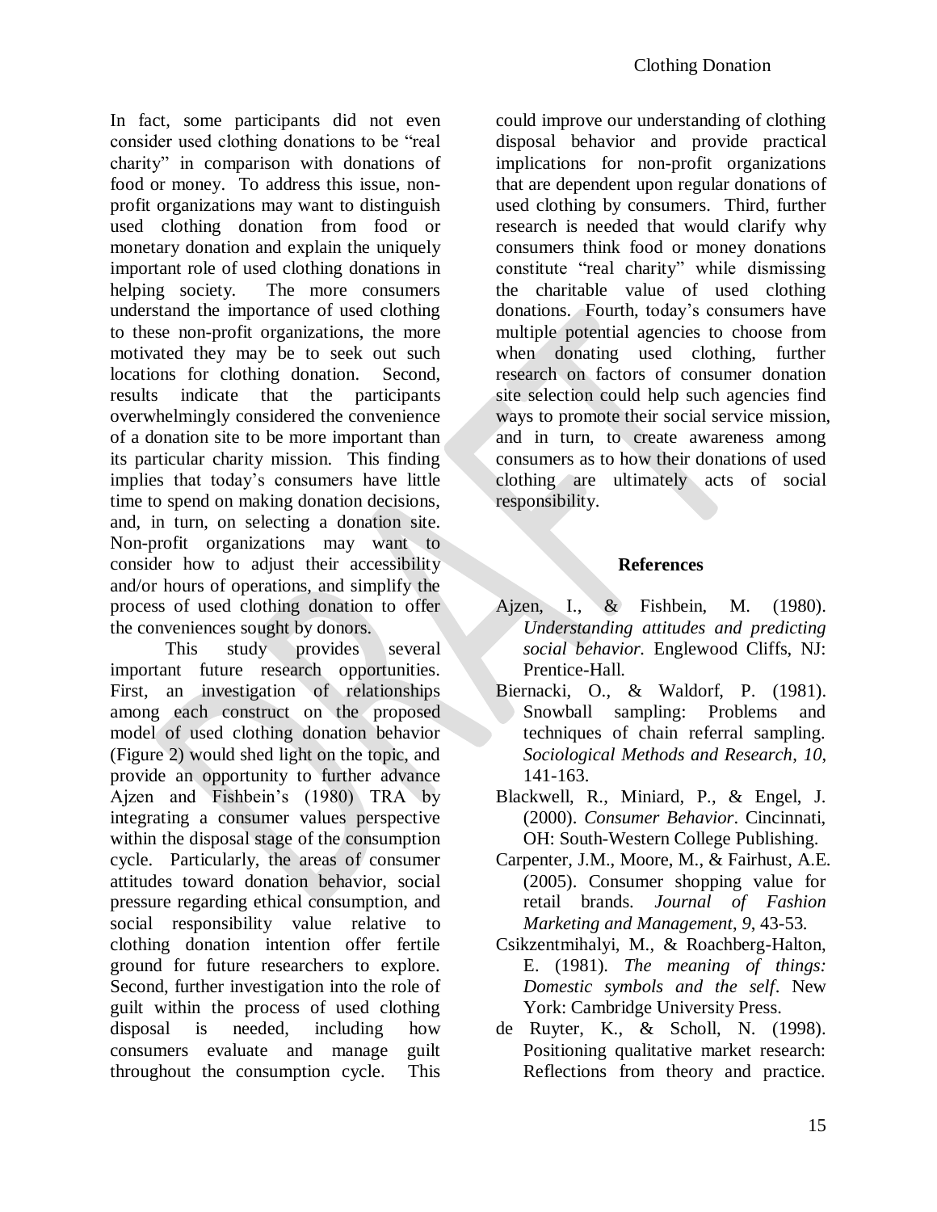In fact, some participants did not even consider used clothing donations to be "real charity" in comparison with donations of food or money. To address this issue, non-profit organizations may want to distinguish used clothing donation from food or monetary donation and explain the uniquely important role of used clothing donations in helping society. The more consumers understand the importance of used clothing to these non-profit organizations, the more motivated they may be to seek out such locations for clothing donation. Second, results indicate that the participants overwhelmingly considered the convenience of a donation site to be more important than its particular charity mission. This finding implies that today's consumers have little time to spend on making donation decisions, and, in turn, on selecting a donation site. Non-profit organizations may want to consider how to adjust their accessibility and/or hours of operations, and simplify the process of used clothing donation to offer the conveniences sought by donors.

This study provides several important future research opportunities. First, an investigation of relationships among each construct on the proposed model of used clothing donation behavior (Figure 2) would shed light on the topic, and provide an opportunity to further advance Ajzen and Fishbein's (1980) TRA by integrating a consumer values perspective within the disposal stage of the consumption cycle. Particularly, the areas of consumer attitudes toward donation behavior, social pressure regarding ethical consumption, and social responsibility value relative to clothing donation intention offer fertile ground for future researchers to explore. Second, further investigation into the role of guilt within the process of used clothing disposal is needed, including how consumers evaluate and manage guilt throughout the consumption cycle. This could improve our understanding of clothing disposal behavior and provide practical implications for non-profit organizations that are dependent upon regular donations of used clothing by consumers. Third, further research is needed that would clarify why consumers think food or money donations constitute "real charity" while dismissing the charitable value of used clothing donations. Fourth, today's consumers have multiple potential agencies to choose from when donating used clothing, further research on factors of consumer donation site selection could help such agencies find ways to promote their social service mission, and in turn, to create awareness among consumers as to how their donations of used clothing are ultimately acts of social responsibility.

## References

Ajzen, I., & Fishbein, M. (1980). *Understanding attitudes and predicting social behavior.* Englewood Cliffs, NJ: Prentice-Hall.

Biernacki, O., & Waldorf, P. (1981). Snowball sampling: Problems and techniques of chain referral sampling. *Sociological Methods and Research*, *10*, 141-163.

Blackwell, R., Miniard, P., & Engel, J. (2000). *Consumer Behavior*. Cincinnati, OH: South-Western College Publishing.

Carpenter, J.M., Moore, M., & Fairhust, A.E. (2005). Consumer shopping value for retail brands. *Journal of Fashion Marketing and Management*, *9*, 43-53.

Csikzentmihalyi, M., & Roachberg-Halton, E. (1981). *The meaning of things: Domestic symbols and the self*. New York: Cambridge University Press.

de Ruyter, K., & Scholl, N. (1998). Positioning qualitative market research: Reflections from theory and practice.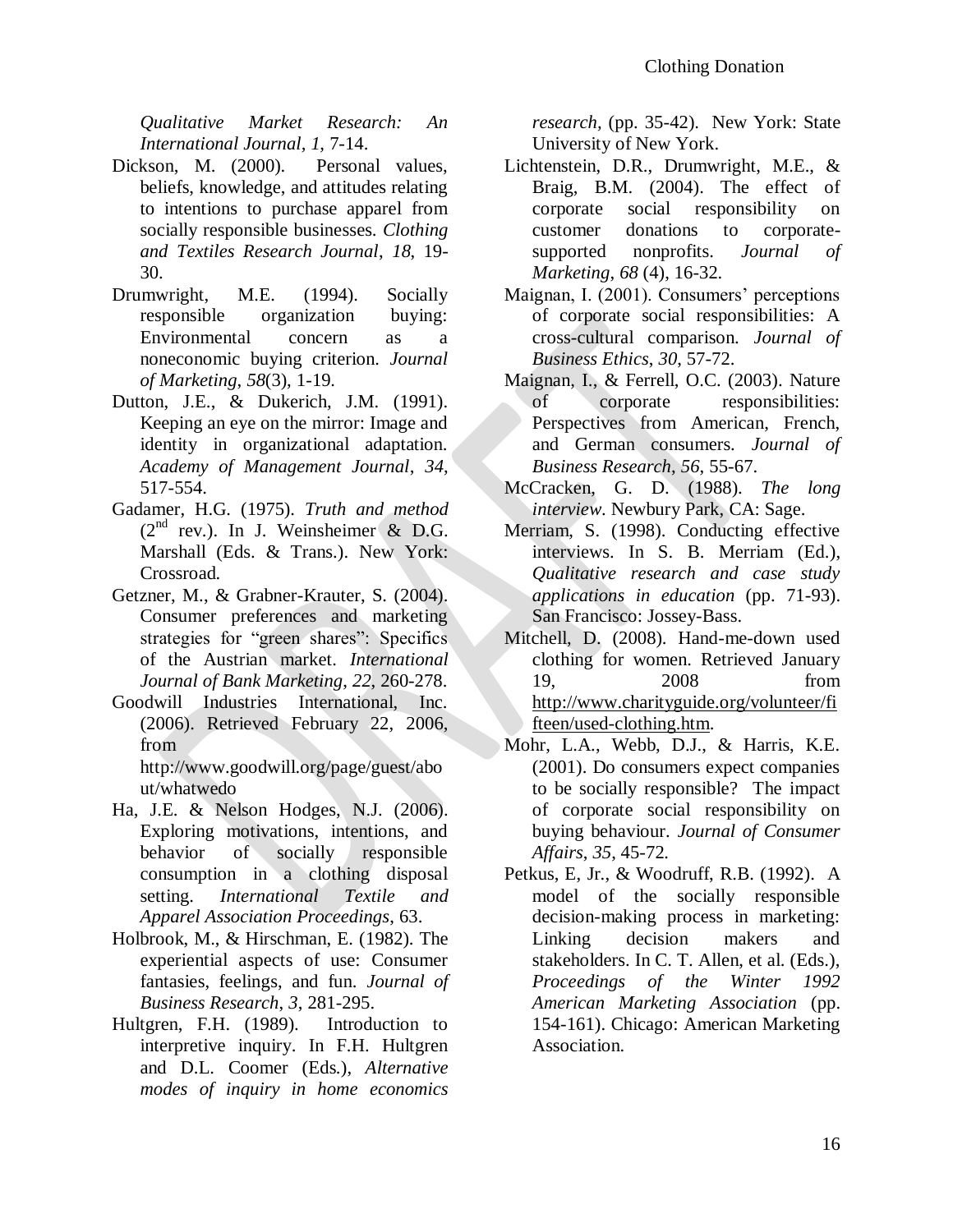*Qualitative Market Research: An International Journal, 1*, 7-14.

Dickson, M. (2000). Personal values, beliefs, knowledge, and attitudes relating to intentions to purchase apparel from socially responsible businesses. *Clothing and Textiles Research Journal*, *18*, 19-30.

Drumwright, M.E. (1994). Socially responsible organization buying: Environmental concern as a noneconomic buying criterion. *Journal of Marketing*, *58*(3), 1-19.

Dutton, J.E., & Dukerich, J.M. (1991). Keeping an eye on the mirror: Image and identity in organizational adaptation. *Academy of Management Journal*, *34*, 517-554.

Gadamer, H.G. (1975). *Truth and method* (2nd rev.). In J. Weinsheimer & D.G. Marshall (Eds. & Trans.). New York: Crossroad.

Getzner, M., & Grabner-Krauter, S. (2004). Consumer preferences and marketing strategies for "green shares": Specifics of the Austrian market. *International Journal of Bank Marketing*, *22*, 260-278.

Goodwill Industries International, Inc. (2006). Retrieved February 22, 2006, from http://www.goodwill.org/page/guest/about/whatwedo

Ha, J.E. & Nelson Hodges, N.J. (2006). Exploring motivations, intentions, and behavior of socially responsible consumption in a clothing disposal setting. *International Textile and Apparel Association Proceedings*, 63.

Holbrook, M., & Hirschman, E. (1982). The experiential aspects of use: Consumer fantasies, feelings, and fun. *Journal of Business Research*, *3*, 281-295.

Hultgren, F.H. (1989). Introduction to interpretive inquiry. In F.H. Hultgren and D.L. Coomer (Eds.), *Alternative modes of inquiry in home economics research*, (pp. 35-42). New York: State University of New York.

Lichtenstein, D.R., Drumwright, M.E., & Braig, B.M. (2004). The effect of corporate social responsibility on customer donations to corporate-supported nonprofits. *Journal of Marketing*, *68* (4), 16-32.

Maignan, I. (2001). Consumers' perceptions of corporate social responsibilities: A cross-cultural comparison. *Journal of Business Ethics*, *30*, 57-72.

Maignan, I., & Ferrell, O.C. (2003). Nature of corporate responsibilities: Perspectives from American, French, and German consumers. *Journal of Business Research*, *56*, 55-67.

McCracken, G. D. (1988). *The long interview*. Newbury Park, CA: Sage.

Merriam, S. (1998). Conducting effective interviews. In S. B. Merriam (Ed.), *Qualitative research and case study applications in education* (pp. 71-93). San Francisco: Jossey-Bass.

Mitchell, D. (2008). Hand-me-down used clothing for women. Retrieved January 19, 2008 from http://www.charityguide.org/volunteer/fifteen/used-clothing.htm.

Mohr, L.A., Webb, D.J., & Harris, K.E. (2001). Do consumers expect companies to be socially responsible? The impact of corporate social responsibility on buying behaviour. *Journal of Consumer Affairs*, *35*, 45-72.

Petkus, E, Jr., & Woodruff, R.B. (1992). A model of the socially responsible decision-making process in marketing: Linking decision makers and stakeholders. In C. T. Allen, et al. (Eds.), *Proceedings of the Winter 1992 American Marketing Association* (pp. 154-161). Chicago: American Marketing Association.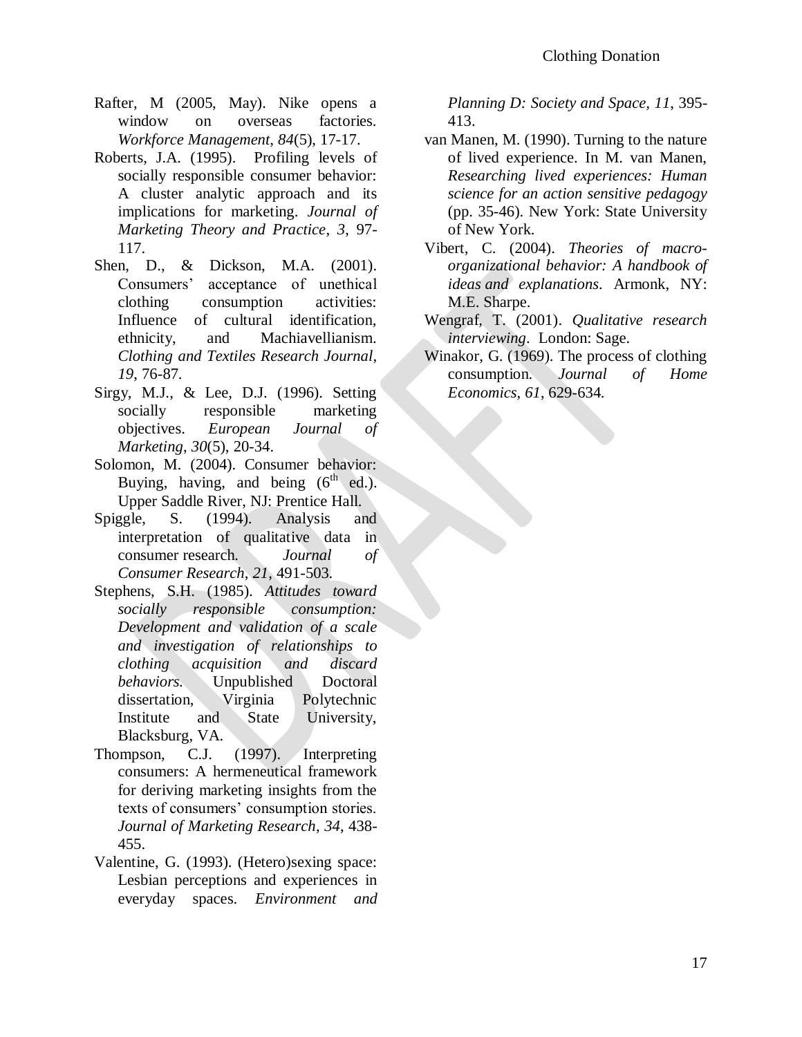Rafter, M (2005, May). Nike opens a window on overseas factories. *Workforce Management*, *84*(5), 17-17.

Roberts, J.A. (1995). Profiling levels of socially responsible consumer behavior: A cluster analytic approach and its implications for marketing. *Journal of Marketing Theory and Practice*, *3*, 97-117.

Shen, D., & Dickson, M.A. (2001). Consumers' acceptance of unethical clothing consumption activities: Influence of cultural identification, ethnicity, and Machiavellianism. *Clothing and Textiles Research Journal*, *19*, 76-87.

Sirgy, M.J., & Lee, D.J. (1996). Setting socially responsible marketing objectives. *European Journal of Marketing*, *30*(5), 20-34.

Solomon, M. (2004). Consumer behavior: Buying, having, and being (6th ed.). Upper Saddle River, NJ: Prentice Hall.

Spiggle, S. (1994). Analysis and interpretation of qualitative data in consumer research. *Journal of Consumer Research*, *21*, 491-503.

Stephens, S.H. (1985). *Attitudes toward socially responsible consumption: Development and validation of a scale and investigation of relationships to clothing acquisition and discard behaviors.* Unpublished Doctoral dissertation, Virginia Polytechnic Institute and State University, Blacksburg, VA.

Thompson, C.J. (1997). Interpreting consumers: A hermeneutical framework for deriving marketing insights from the texts of consumers' consumption stories. *Journal of Marketing Research*, *34*, 438-455.

Valentine, G. (1993). (Hetero)sexing space: Lesbian perceptions and experiences in everyday spaces. *Environment and Planning D: Society and Space, 11*, 395-413.

van Manen, M. (1990). Turning to the nature of lived experience. In M. van Manen, *Researching lived experiences: Human science for an action sensitive pedagogy* (pp. 35-46). New York: State University of New York.

Vibert, C. (2004). *Theories of macro-organizational behavior: A handbook of ideas and explanations*. Armonk, NY: M.E. Sharpe.

Wengraf, T. (2001). *Qualitative research interviewing*. London: Sage.

Winakor, G. (1969). The process of clothing consumption. *Journal of Home Economics*, *61*, 629-634.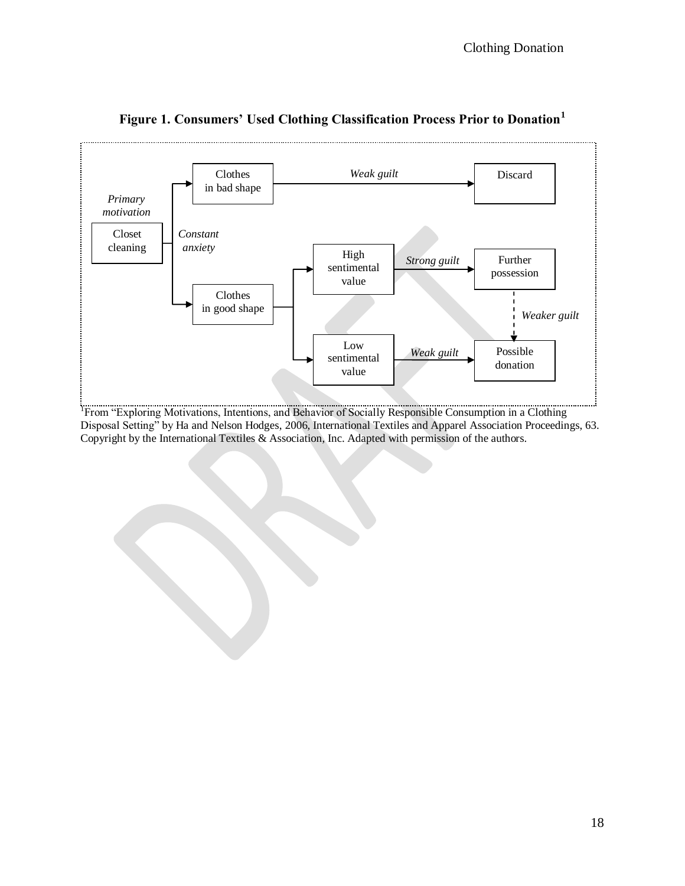**Figure 1. Consumers' Used Clothing Classification Process Prior to Donation[1]**

Closet cleaning (*Primary motivation*) → *Constant anxiety* → Clothes in bad shape → *Weak guilt* → Discard

Closet cleaning (*Primary motivation*) → *Constant anxiety* → Clothes in good shape → High sentimental value → *Strong guilt* → Further possession → *Weaker guilt* → Possible donation

Closet cleaning (*Primary motivation*) → *Constant anxiety* → Clothes in good shape → Low sentimental value → *Weak guilt* → Possible donation

[1]From "Exploring Motivations, Intentions, and Behavior of Socially Responsible Consumption in a Clothing Disposal Setting" by Ha and Nelson Hodges, 2006, International Textiles and Apparel Association Proceedings, 63. Copyright by the International Textiles & Association, Inc. Adapted with permission of the authors.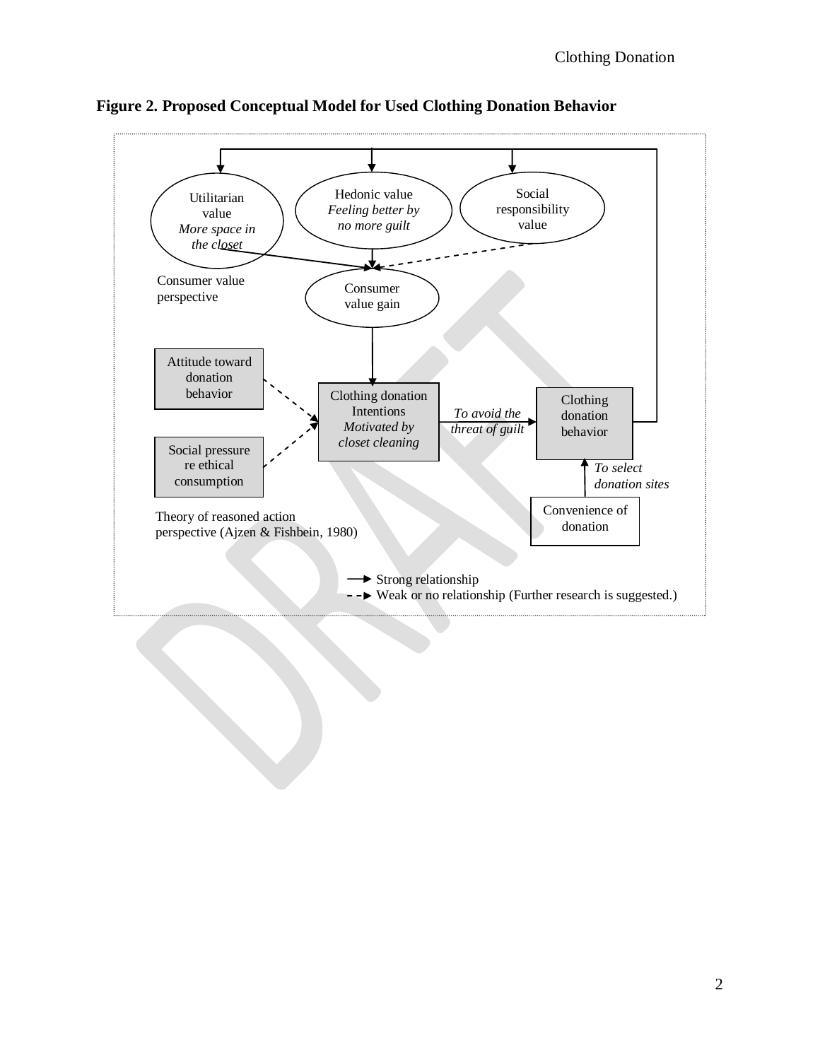**Figure 2. Proposed Conceptual Model for Used Clothing Donation Behavior**

Utilitarian value
*More space in the closet*

Hedonic value
*Feeling better by no more guilt*

Social responsibility value

Consumer value perspective

Consumer value gain

Attitude toward donation behavior

Social pressure re ethical consumption

Clothing donation Intentions
*Motivated by closet cleaning*

*To avoid the threat of guilt*

Clothing donation behavior

*To select donation sites*

Convenience of donation

Theory of reasoned action perspective (Ajzen & Fishbein, 1980)

→ Strong relationship
- - → Weak or no relationship (Further research is suggested.)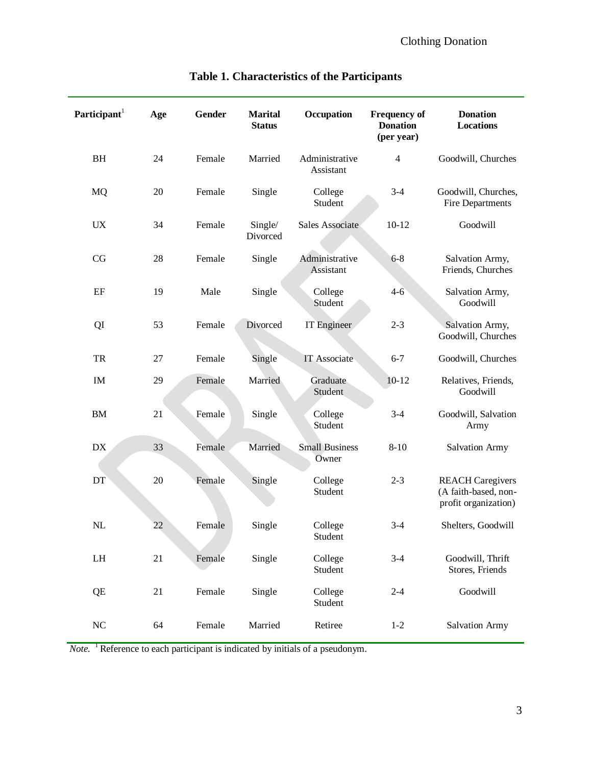**Table 1. Characteristics of the Participants**

| Participant[1] | Age | Gender | Marital Status | Occupation | Frequency of Donation (per year) | Donation Locations |
|---|---|---|---|---|---|---|
| BH | 24 | Female | Married | Administrative Assistant | 4 | Goodwill, Churches |
| MQ | 20 | Female | Single | College Student | 3-4 | Goodwill, Churches, Fire Departments |
| UX | 34 | Female | Single/ Divorced | Sales Associate | 10-12 | Goodwill |
| CG | 28 | Female | Single | Administrative Assistant | 6-8 | Salvation Army, Friends, Churches |
| EF | 19 | Male | Single | College Student | 4-6 | Salvation Army, Goodwill |
| QI | 53 | Female | Divorced | IT Engineer | 2-3 | Salvation Army, Goodwill, Churches |
| TR | 27 | Female | Single | IT Associate | 6-7 | Goodwill, Churches |
| IM | 29 | Female | Married | Graduate Student | 10-12 | Relatives, Friends, Goodwill |
| BM | 21 | Female | Single | College Student | 3-4 | Goodwill, Salvation Army |
| DX | 33 | Female | Married | Small Business Owner | 8-10 | Salvation Army |
| DT | 20 | Female | Single | College Student | 2-3 | REACH Caregivers (A faith-based, non-profit organization) |
| NL | 22 | Female | Single | College Student | 3-4 | Shelters, Goodwill |
| LH | 21 | Female | Single | College Student | 3-4 | Goodwill, Thrift Stores, Friends |
| QE | 21 | Female | Single | College Student | 2-4 | Goodwill |
| NC | 64 | Female | Married | Retiree | 1-2 | Salvation Army |

*Note.* [1] Reference to each participant is indicated by initials of a pseudonym.